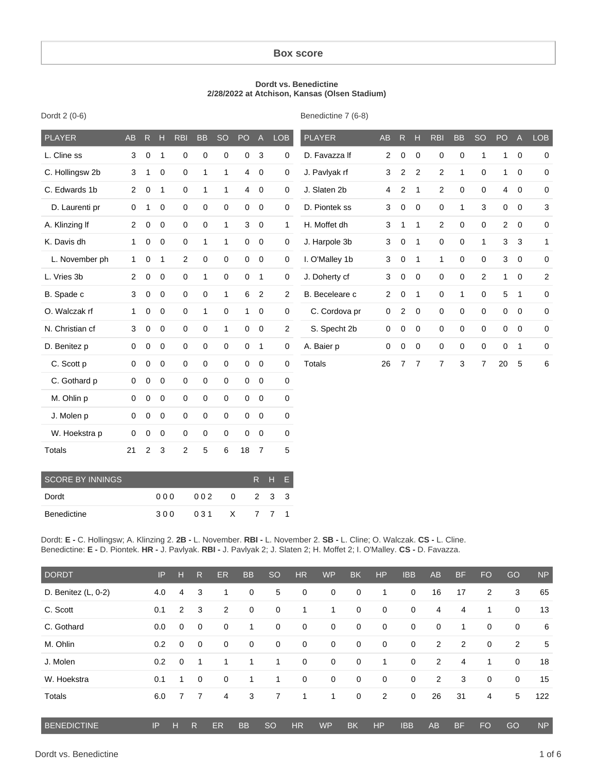## Box score

**Dordt vs. Benedictine**
**2/28/2022 at Atchison, Kansas (Olsen Stadium)**

Dordt 2 (0-6)

| PLAYER | AB | R | H | RBI | BB | SO | PO | A | LOB |
|---|---|---|---|---|---|---|---|---|---|
| L. Cline ss | 3 | 0 | 1 | 0 | 0 | 0 | 0 | 3 | 0 |
| C. Hollingsw 2b | 3 | 1 | 0 | 0 | 1 | 1 | 4 | 0 | 0 |
| C. Edwards 1b | 2 | 0 | 1 | 0 | 1 | 1 | 4 | 0 | 0 |
| D. Laurenti pr | 0 | 1 | 0 | 0 | 0 | 0 | 0 | 0 | 0 |
| A. Klinzing lf | 2 | 0 | 0 | 0 | 0 | 1 | 3 | 0 | 1 |
| K. Davis dh | 1 | 0 | 0 | 0 | 1 | 1 | 0 | 0 | 0 |
| L. November ph | 1 | 0 | 1 | 2 | 0 | 0 | 0 | 0 | 0 |
| L. Vries 3b | 2 | 0 | 0 | 0 | 1 | 0 | 0 | 1 | 0 |
| B. Spade c | 3 | 0 | 0 | 0 | 0 | 1 | 6 | 2 | 2 |
| O. Walczak rf | 1 | 0 | 0 | 0 | 1 | 0 | 1 | 0 | 0 |
| N. Christian cf | 3 | 0 | 0 | 0 | 0 | 1 | 0 | 0 | 2 |
| D. Benitez p | 0 | 0 | 0 | 0 | 0 | 0 | 0 | 1 | 0 |
| C. Scott p | 0 | 0 | 0 | 0 | 0 | 0 | 0 | 0 | 0 |
| C. Gothard p | 0 | 0 | 0 | 0 | 0 | 0 | 0 | 0 | 0 |
| M. Ohlin p | 0 | 0 | 0 | 0 | 0 | 0 | 0 | 0 | 0 |
| J. Molen p | 0 | 0 | 0 | 0 | 0 | 0 | 0 | 0 | 0 |
| W. Hoekstra p | 0 | 0 | 0 | 0 | 0 | 0 | 0 | 0 | 0 |
| Totals | 21 | 2 | 3 | 2 | 5 | 6 | 18 | 7 | 5 |

Benedictine 7 (6-8)

| PLAYER | AB | R | H | RBI | BB | SO | PO | A | LOB |
|---|---|---|---|---|---|---|---|---|---|
| D. Favazza lf | 2 | 0 | 0 | 0 | 0 | 1 | 1 | 0 | 0 |
| J. Pavlyak rf | 3 | 2 | 2 | 2 | 1 | 0 | 1 | 0 | 0 |
| J. Slaten 2b | 4 | 2 | 1 | 2 | 0 | 0 | 4 | 0 | 0 |
| D. Piontek ss | 3 | 0 | 0 | 0 | 1 | 3 | 0 | 0 | 3 |
| H. Moffet dh | 3 | 1 | 1 | 2 | 0 | 0 | 2 | 0 | 0 |
| J. Harpole 3b | 3 | 0 | 1 | 0 | 0 | 1 | 3 | 3 | 1 |
| I. O'Malley 1b | 3 | 0 | 1 | 1 | 0 | 0 | 3 | 0 | 0 |
| J. Doherty cf | 3 | 0 | 0 | 0 | 0 | 2 | 1 | 0 | 2 |
| B. Beceleare c | 2 | 0 | 1 | 0 | 1 | 0 | 5 | 1 | 0 |
| C. Cordova pr | 0 | 2 | 0 | 0 | 0 | 0 | 0 | 0 | 0 |
| S. Specht 2b | 0 | 0 | 0 | 0 | 0 | 0 | 0 | 0 | 0 |
| A. Baier p | 0 | 0 | 0 | 0 | 0 | 0 | 0 | 1 | 0 |
| Totals | 26 | 7 | 7 | 7 | 3 | 7 | 20 | 5 | 6 |

| SCORE BY INNINGS | | | | R | H | E |
|---|---|---|---|---|---|---|
| Dordt | 000 | 002 | 0 | 2 | 3 | 3 |
| Benedictine | 300 | 031 | X | 7 | 7 | 1 |

Dordt: **E -** C. Hollingsw; A. Klinzing 2. **2B -** L. November. **RBI -** L. November 2. **SB -** L. Cline; O. Walczak. **CS -** L. Cline.
Benedictine: **E -** D. Piontek. **HR -** J. Pavlyak. **RBI -** J. Pavlyak 2; J. Slaten 2; H. Moffet 2; I. O'Malley. **CS -** D. Favazza.

| DORDT | IP | H | R | ER | BB | SO | HR | WP | BK | HP | IBB | AB | BF | FO | GO | NP |
|---|---|---|---|---|---|---|---|---|---|---|---|---|---|---|---|---|
| D. Benitez (L, 0-2) | 4.0 | 4 | 3 | 1 | 0 | 5 | 0 | 0 | 0 | 1 | 0 | 16 | 17 | 2 | 3 | 65 |
| C. Scott | 0.1 | 2 | 3 | 2 | 0 | 0 | 1 | 1 | 0 | 0 | 0 | 4 | 4 | 1 | 0 | 13 |
| C. Gothard | 0.0 | 0 | 0 | 0 | 1 | 0 | 0 | 0 | 0 | 0 | 0 | 0 | 1 | 0 | 0 | 6 |
| M. Ohlin | 0.2 | 0 | 0 | 0 | 0 | 0 | 0 | 0 | 0 | 0 | 0 | 2 | 2 | 0 | 2 | 5 |
| J. Molen | 0.2 | 0 | 1 | 1 | 1 | 1 | 0 | 0 | 0 | 1 | 0 | 2 | 4 | 1 | 0 | 18 |
| W. Hoekstra | 0.1 | 1 | 0 | 0 | 1 | 1 | 0 | 0 | 0 | 0 | 0 | 2 | 3 | 0 | 0 | 15 |
| Totals | 6.0 | 7 | 7 | 4 | 3 | 7 | 1 | 1 | 0 | 2 | 0 | 26 | 31 | 4 | 5 | 122 |

| BENEDICTINE | IP | H | R | ER | BB | SO | HR | WP | BK | HP | IBB | AB | BF | FO | GO | NP |
|---|---|---|---|---|---|---|---|---|---|---|---|---|---|---|---|---|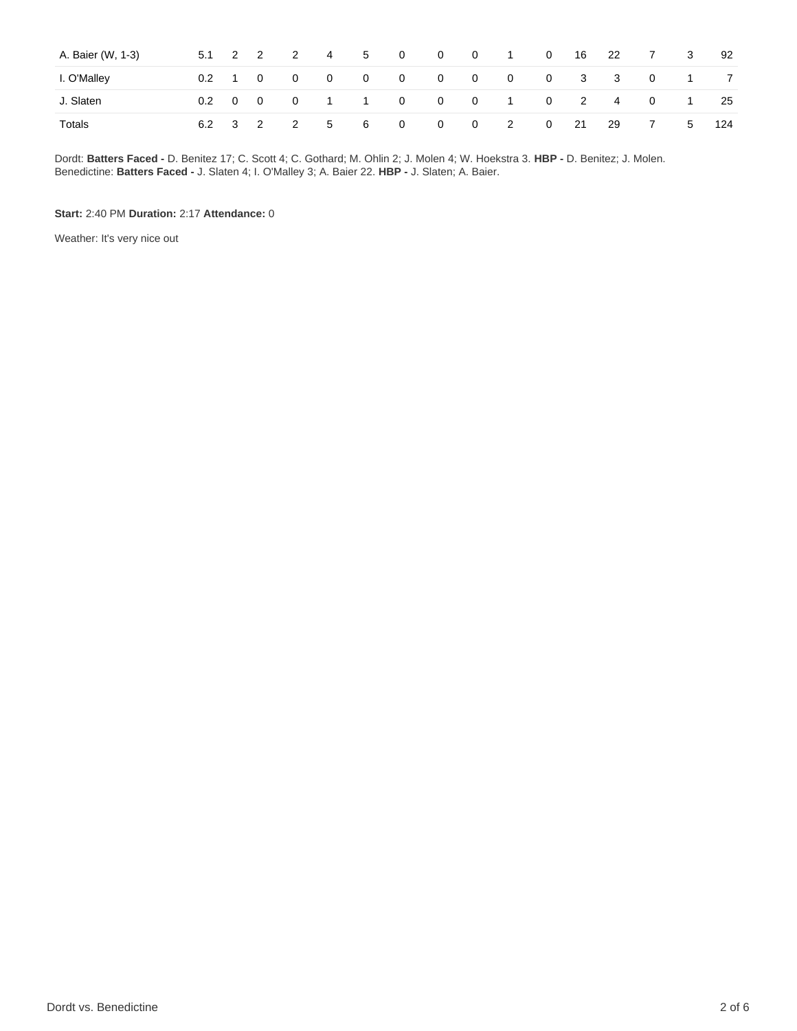| | | | | | | | | | | | | | | | | |
|---|---|---|---|---|---|---|---|---|---|---|---|---|---|---|---|---|
| A. Baier (W, 1-3) | 5.1 | 2 | 2 | 2 | 4 | 5 | 0 | 0 | 0 | 1 | 0 | 16 | 22 | 7 | 3 | 92 |
| I. O'Malley | 0.2 | 1 | 0 | 0 | 0 | 0 | 0 | 0 | 0 | 0 | 0 | 3 | 3 | 0 | 1 | 7 |
| J. Slaten | 0.2 | 0 | 0 | 0 | 1 | 1 | 0 | 0 | 0 | 1 | 0 | 2 | 4 | 0 | 1 | 25 |
| Totals | 6.2 | 3 | 2 | 2 | 5 | 6 | 0 | 0 | 0 | 2 | 0 | 21 | 29 | 7 | 5 | 124 |

Dordt: **Batters Faced -** D. Benitez 17; C. Scott 4; C. Gothard; M. Ohlin 2; J. Molen 4; W. Hoekstra 3. **HBP -** D. Benitez; J. Molen.
Benedictine: **Batters Faced -** J. Slaten 4; I. O'Malley 3; A. Baier 22. **HBP -** J. Slaten; A. Baier.

**Start:** 2:40 PM **Duration:** 2:17 **Attendance:** 0

Weather: It's very nice out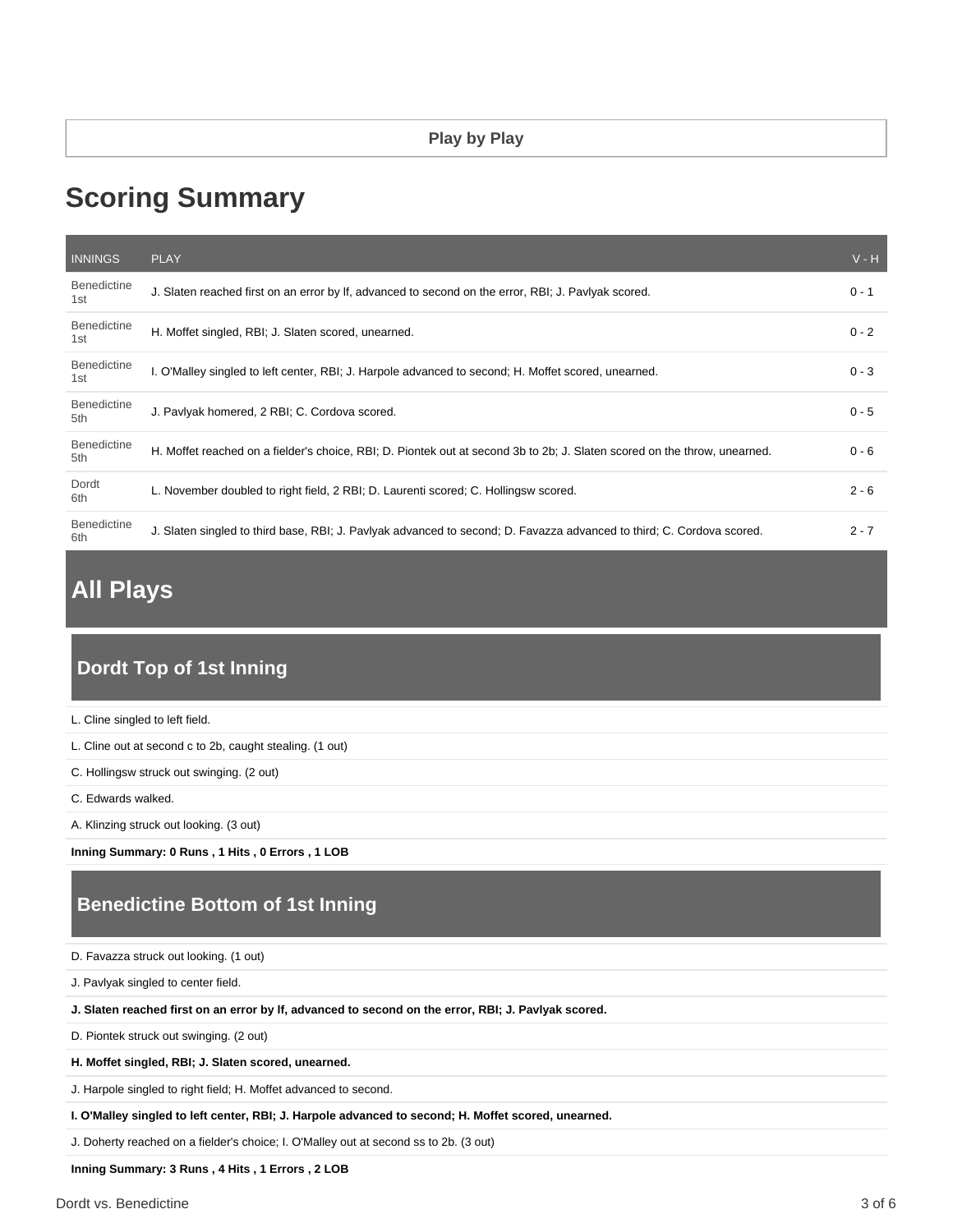**Play by Play**

# Scoring Summary

| INNINGS | PLAY | V - H |
|---|---|---|
| Benedictine 1st | J. Slaten reached first on an error by lf, advanced to second on the error, RBI; J. Pavlyak scored. | 0 - 1 |
| Benedictine 1st | H. Moffet singled, RBI; J. Slaten scored, unearned. | 0 - 2 |
| Benedictine 1st | I. O'Malley singled to left center, RBI; J. Harpole advanced to second; H. Moffet scored, unearned. | 0 - 3 |
| Benedictine 5th | J. Pavlyak homered, 2 RBI; C. Cordova scored. | 0 - 5 |
| Benedictine 5th | H. Moffet reached on a fielder's choice, RBI; D. Piontek out at second 3b to 2b; J. Slaten scored on the throw, unearned. | 0 - 6 |
| Dordt 6th | L. November doubled to right field, 2 RBI; D. Laurenti scored; C. Hollingsw scored. | 2 - 6 |
| Benedictine 6th | J. Slaten singled to third base, RBI; J. Pavlyak advanced to second; D. Favazza advanced to third; C. Cordova scored. | 2 - 7 |

# All Plays

## Dordt Top of 1st Inning

L. Cline singled to left field.

L. Cline out at second c to 2b, caught stealing. (1 out)

C. Hollingsw struck out swinging. (2 out)

C. Edwards walked.

A. Klinzing struck out looking. (3 out)

**Inning Summary: 0 Runs , 1 Hits , 0 Errors , 1 LOB**

## Benedictine Bottom of 1st Inning

D. Favazza struck out looking. (1 out)

J. Pavlyak singled to center field.

**J. Slaten reached first on an error by lf, advanced to second on the error, RBI; J. Pavlyak scored.**

D. Piontek struck out swinging. (2 out)

**H. Moffet singled, RBI; J. Slaten scored, unearned.**

J. Harpole singled to right field; H. Moffet advanced to second.

**I. O'Malley singled to left center, RBI; J. Harpole advanced to second; H. Moffet scored, unearned.**

J. Doherty reached on a fielder's choice; I. O'Malley out at second ss to 2b. (3 out)

**Inning Summary: 3 Runs , 4 Hits , 1 Errors , 2 LOB**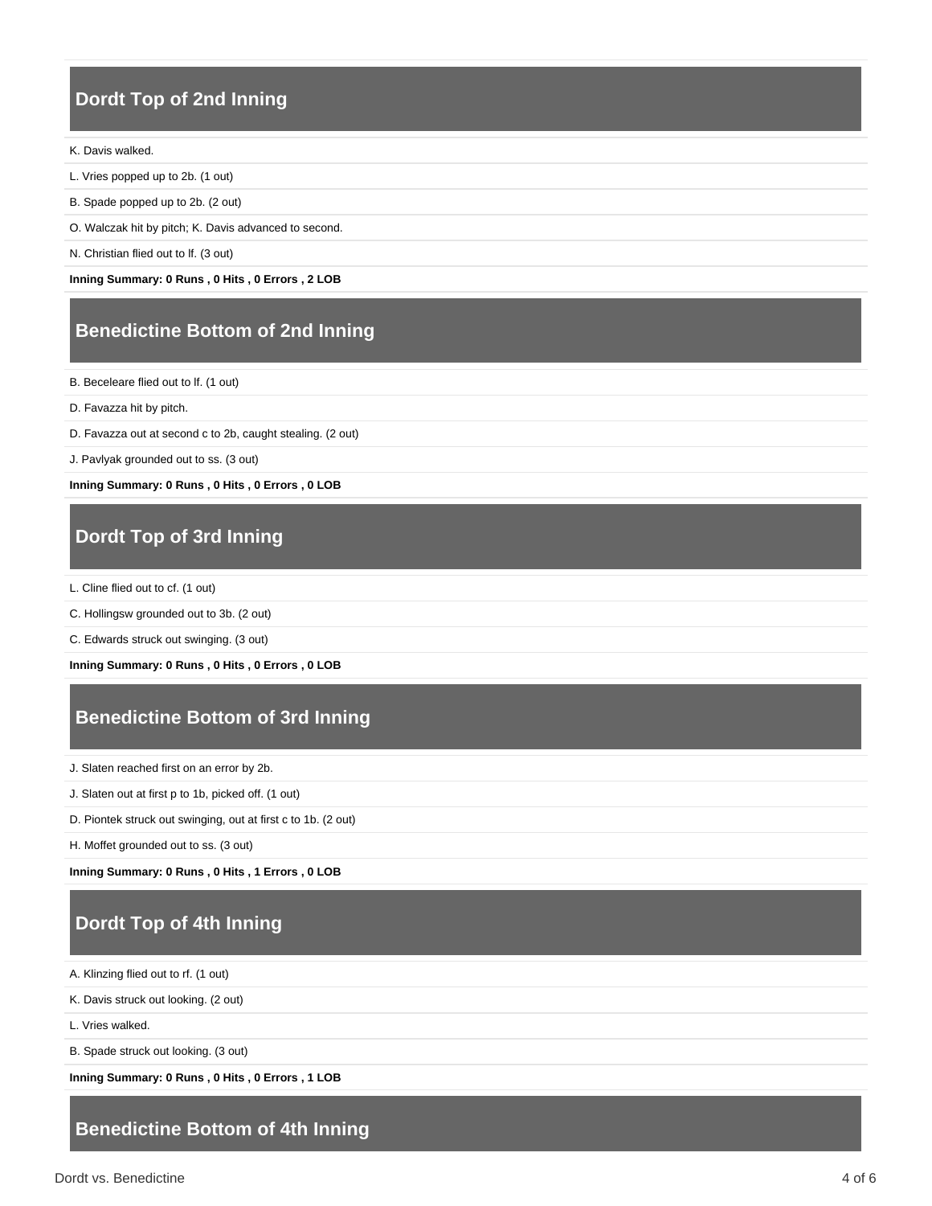## Dordt Top of 2nd Inning

K. Davis walked.

L. Vries popped up to 2b. (1 out)

B. Spade popped up to 2b. (2 out)

O. Walczak hit by pitch; K. Davis advanced to second.

N. Christian flied out to lf. (3 out)

**Inning Summary: 0 Runs , 0 Hits , 0 Errors , 2 LOB**

## Benedictine Bottom of 2nd Inning

B. Beceleare flied out to lf. (1 out)

D. Favazza hit by pitch.

D. Favazza out at second c to 2b, caught stealing. (2 out)

J. Pavlyak grounded out to ss. (3 out)

**Inning Summary: 0 Runs , 0 Hits , 0 Errors , 0 LOB**

## Dordt Top of 3rd Inning

L. Cline flied out to cf. (1 out)

C. Hollingsw grounded out to 3b. (2 out)

C. Edwards struck out swinging. (3 out)

**Inning Summary: 0 Runs , 0 Hits , 0 Errors , 0 LOB**

## Benedictine Bottom of 3rd Inning

J. Slaten reached first on an error by 2b.

J. Slaten out at first p to 1b, picked off. (1 out)

D. Piontek struck out swinging, out at first c to 1b. (2 out)

H. Moffet grounded out to ss. (3 out)

**Inning Summary: 0 Runs , 0 Hits , 1 Errors , 0 LOB**

## Dordt Top of 4th Inning

A. Klinzing flied out to rf. (1 out)

K. Davis struck out looking. (2 out)

L. Vries walked.

B. Spade struck out looking. (3 out)

**Inning Summary: 0 Runs , 0 Hits , 0 Errors , 1 LOB**

## Benedictine Bottom of 4th Inning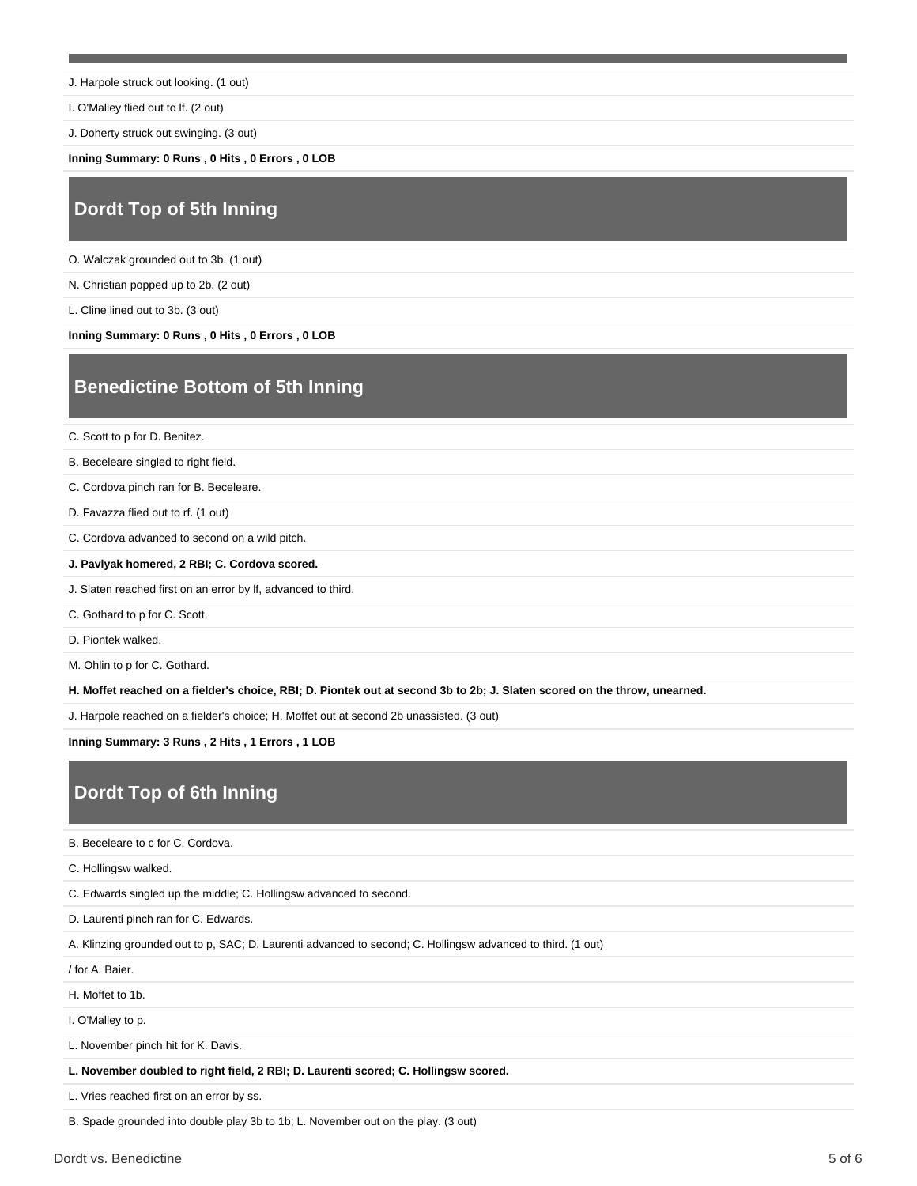J. Harpole struck out looking. (1 out)

I. O'Malley flied out to lf. (2 out)

J. Doherty struck out swinging. (3 out)

**Inning Summary: 0 Runs , 0 Hits , 0 Errors , 0 LOB**

## Dordt Top of 5th Inning

O. Walczak grounded out to 3b. (1 out)

N. Christian popped up to 2b. (2 out)

L. Cline lined out to 3b. (3 out)

**Inning Summary: 0 Runs , 0 Hits , 0 Errors , 0 LOB**

## Benedictine Bottom of 5th Inning

C. Scott to p for D. Benitez.

B. Beceleare singled to right field.

C. Cordova pinch ran for B. Beceleare.

D. Favazza flied out to rf. (1 out)

C. Cordova advanced to second on a wild pitch.

**J. Pavlyak homered, 2 RBI; C. Cordova scored.**

J. Slaten reached first on an error by lf, advanced to third.

C. Gothard to p for C. Scott.

D. Piontek walked.

M. Ohlin to p for C. Gothard.

**H. Moffet reached on a fielder's choice, RBI; D. Piontek out at second 3b to 2b; J. Slaten scored on the throw, unearned.**

J. Harpole reached on a fielder's choice; H. Moffet out at second 2b unassisted. (3 out)

**Inning Summary: 3 Runs , 2 Hits , 1 Errors , 1 LOB**

## Dordt Top of 6th Inning

B. Beceleare to c for C. Cordova.

C. Hollingsw walked.

C. Edwards singled up the middle; C. Hollingsw advanced to second.

D. Laurenti pinch ran for C. Edwards.

A. Klinzing grounded out to p, SAC; D. Laurenti advanced to second; C. Hollingsw advanced to third. (1 out)

/ for A. Baier.

H. Moffet to 1b.

I. O'Malley to p.

L. November pinch hit for K. Davis.

**L. November doubled to right field, 2 RBI; D. Laurenti scored; C. Hollingsw scored.**

L. Vries reached first on an error by ss.

B. Spade grounded into double play 3b to 1b; L. November out on the play. (3 out)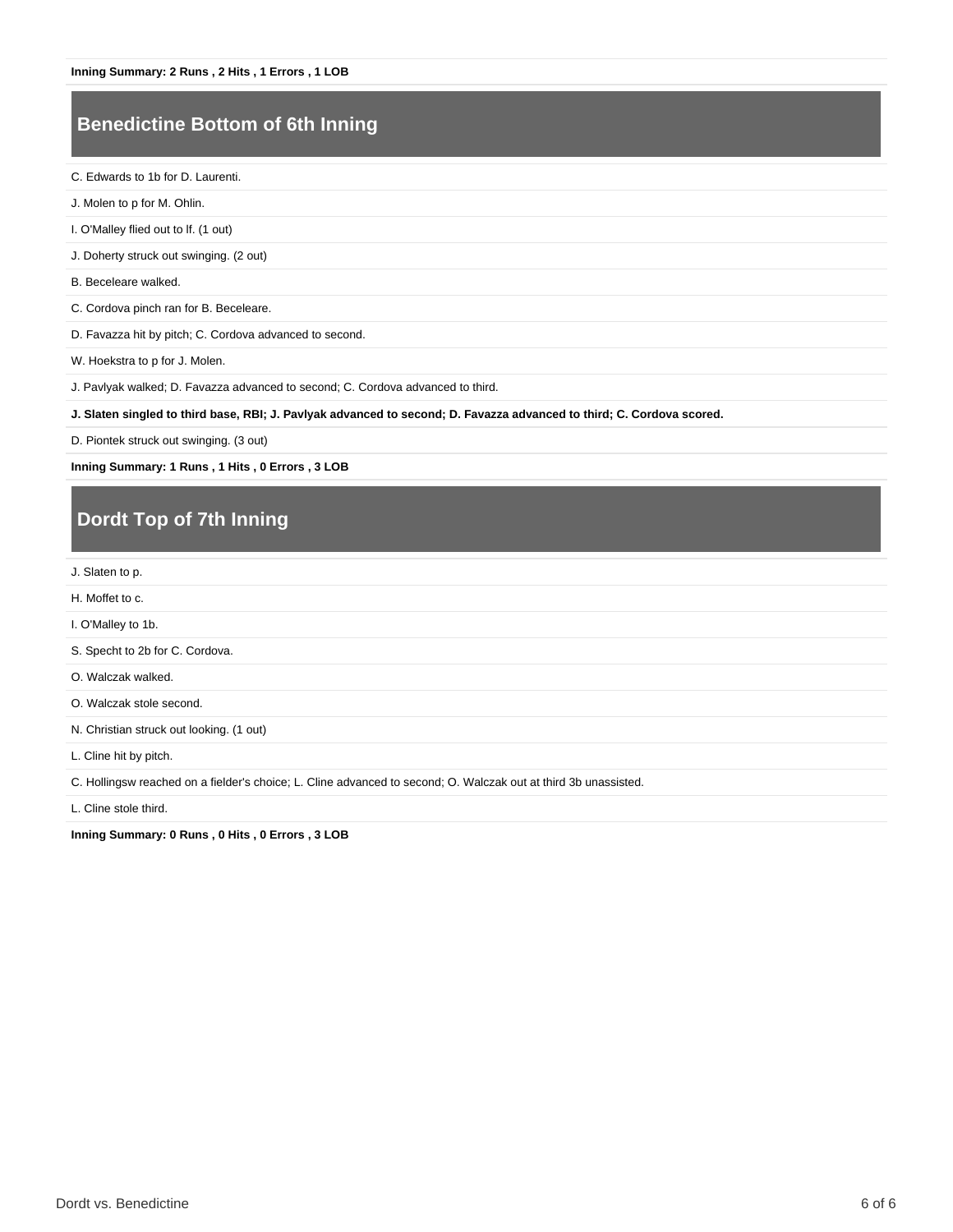**Inning Summary: 2 Runs , 2 Hits , 1 Errors , 1 LOB**

## Benedictine Bottom of 6th Inning

C. Edwards to 1b for D. Laurenti.

J. Molen to p for M. Ohlin.

I. O'Malley flied out to lf. (1 out)

J. Doherty struck out swinging. (2 out)

B. Beceleare walked.

C. Cordova pinch ran for B. Beceleare.

D. Favazza hit by pitch; C. Cordova advanced to second.

W. Hoekstra to p for J. Molen.

J. Pavlyak walked; D. Favazza advanced to second; C. Cordova advanced to third.

**J. Slaten singled to third base, RBI; J. Pavlyak advanced to second; D. Favazza advanced to third; C. Cordova scored.**

D. Piontek struck out swinging. (3 out)

**Inning Summary: 1 Runs , 1 Hits , 0 Errors , 3 LOB**

## Dordt Top of 7th Inning

J. Slaten to p.

H. Moffet to c.

I. O'Malley to 1b.

S. Specht to 2b for C. Cordova.

O. Walczak walked.

O. Walczak stole second.

N. Christian struck out looking. (1 out)

L. Cline hit by pitch.

C. Hollingsw reached on a fielder's choice; L. Cline advanced to second; O. Walczak out at third 3b unassisted.

L. Cline stole third.

**Inning Summary: 0 Runs , 0 Hits , 0 Errors , 3 LOB**